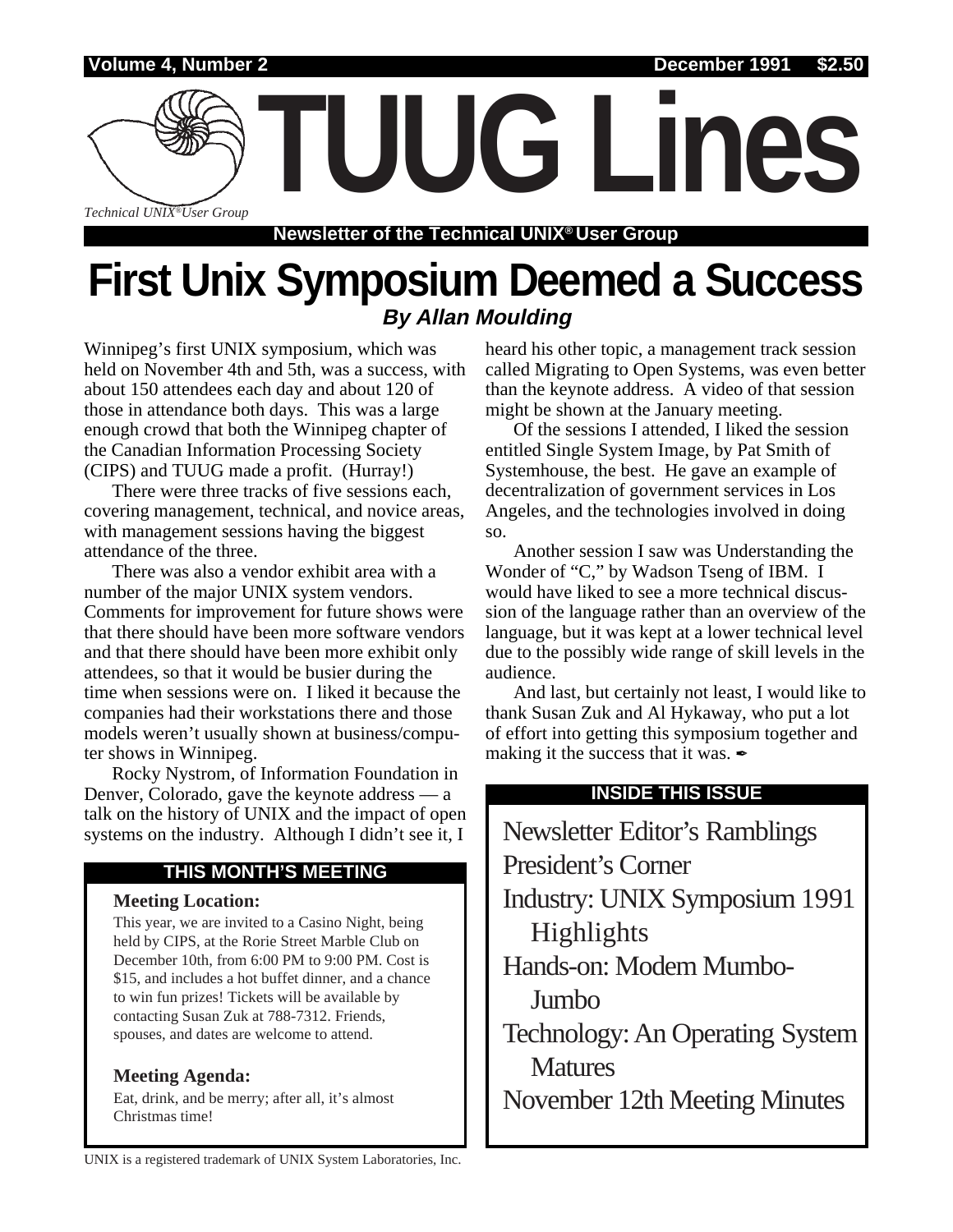Volume 4, Number 2 — December 1991 — $2.50

# TUUG Lines

*Technical UNIX® User Group*

**Newsletter of the Technical UNIX® User Group**

# First Unix Symposium Deemed a Success

***By Allan Moulding***

Winnipeg's first UNIX symposium, which was held on November 4th and 5th, was a success, with about 150 attendees each day and about 120 of those in attendance both days. This was a large enough crowd that both the Winnipeg chapter of the Canadian Information Processing Society (CIPS) and TUUG made a profit. (Hurray!)

There were three tracks of five sessions each, covering management, technical, and novice areas, with management sessions having the biggest attendance of the three.

There was also a vendor exhibit area with a number of the major UNIX system vendors. Comments for improvement for future shows were that there should have been more software vendors and that there should have been more exhibit only attendees, so that it would be busier during the time when sessions were on. I liked it because the companies had their workstations there and those models weren't usually shown at business/computer shows in Winnipeg.

Rocky Nystrom, of Information Foundation in Denver, Colorado, gave the keynote address — a talk on the history of UNIX and the impact of open systems on the industry. Although I didn't see it, I heard his other topic, a management track session called Migrating to Open Systems, was even better than the keynote address. A video of that session might be shown at the January meeting.

Of the sessions I attended, I liked the session entitled Single System Image, by Pat Smith of Systemhouse, the best. He gave an example of decentralization of government services in Los Angeles, and the technologies involved in doing so.

Another session I saw was Understanding the Wonder of "C," by Wadson Tseng of IBM. I would have liked to see a more technical discussion of the language rather than an overview of the language, but it was kept at a lower technical level due to the possibly wide range of skill levels in the audience.

And last, but certainly not least, I would like to thank Susan Zuk and Al Hykaway, who put a lot of effort into getting this symposium together and making it the success that it was. ✒

## THIS MONTH'S MEETING

**Meeting Location:**

This year, we are invited to a Casino Night, being held by CIPS, at the Rorie Street Marble Club on December 10th, from 6:00 PM to 9:00 PM. Cost is $15, and includes a hot buffet dinner, and a chance to win fun prizes! Tickets will be available by contacting Susan Zuk at 788-7312. Friends, spouses, and dates are welcome to attend.

**Meeting Agenda:**

Eat, drink, and be merry; after all, it's almost Christmas time!

## INSIDE THIS ISSUE

- Newsletter Editor's Ramblings
- President's Corner
- Industry: UNIX Symposium 1991 Highlights
- Hands-on: Modem Mumbo-Jumbo
- Technology: An Operating System Matures
- November 12th Meeting Minutes

UNIX is a registered trademark of UNIX System Laboratories, Inc.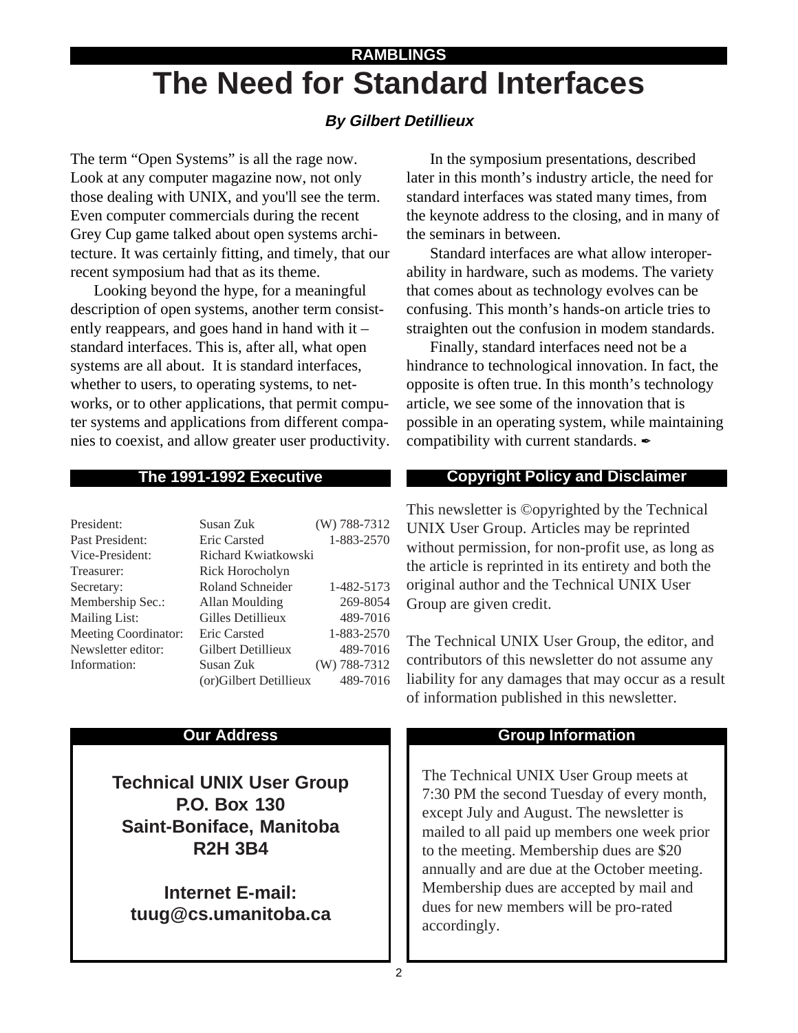RAMBLINGS

# The Need for Standard Interfaces

***By Gilbert Detillieux***

The term “Open Systems” is all the rage now. Look at any computer magazine now, not only those dealing with UNIX, and you'll see the term. Even computer commercials during the recent Grey Cup game talked about open systems architecture. It was certainly fitting, and timely, that our recent symposium had that as its theme.

Looking beyond the hype, for a meaningful description of open systems, another term consistently reappears, and goes hand in hand with it – standard interfaces. This is, after all, what open systems are all about. It is standard interfaces, whether to users, to operating systems, to networks, or to other applications, that permit computer systems and applications from different companies to coexist, and allow greater user productivity.

In the symposium presentations, described later in this month’s industry article, the need for standard interfaces was stated many times, from the keynote address to the closing, and in many of the seminars in between.

Standard interfaces are what allow interoperability in hardware, such as modems. The variety that comes about as technology evolves can be confusing. This month’s hands-on article tries to straighten out the confusion in modem standards.

Finally, standard interfaces need not be a hindrance to technological innovation. In fact, the opposite is often true. In this month’s technology article, we see some of the innovation that is possible in an operating system, while maintaining compatibility with current standards. ✒

## The 1991-1992 Executive

| | | |
|---|---|---|
| President: | Susan Zuk | (W) 788-7312 |
| Past President: | Eric Carsted | 1-883-2570 |
| Vice-President: | Richard Kwiatkowski | |
| Treasurer: | Rick Horocholyn | |
| Secretary: | Roland Schneider | 1-482-5173 |
| Membership Sec.: | Allan Moulding | 269-8054 |
| Mailing List: | Gilles Detillieux | 489-7016 |
| Meeting Coordinator: | Eric Carsted | 1-883-2570 |
| Newsletter editor: | Gilbert Detillieux | 489-7016 |
| Information: | Susan Zuk | (W) 788-7312 |
| | (or)Gilbert Detillieux | 489-7016 |

## Copyright Policy and Disclaimer

This newsletter is ©opyrighted by the Technical UNIX User Group. Articles may be reprinted without permission, for non-profit use, as long as the article is reprinted in its entirety and both the original author and the Technical UNIX User Group are given credit.

The Technical UNIX User Group, the editor, and contributors of this newsletter do not assume any liability for any damages that may occur as a result of information published in this newsletter.

## Our Address

**Technical UNIX User Group**
**P.O. Box 130**
**Saint-Boniface, Manitoba**
**R2H 3B4**

**Internet E-mail:**
**tuug@cs.umanitoba.ca**

## Group Information

The Technical UNIX User Group meets at 7:30 PM the second Tuesday of every month, except July and August. The newsletter is mailed to all paid up members one week prior to the meeting. Membership dues are $20 annually and are due at the October meeting. Membership dues are accepted by mail and dues for new members will be pro-rated accordingly.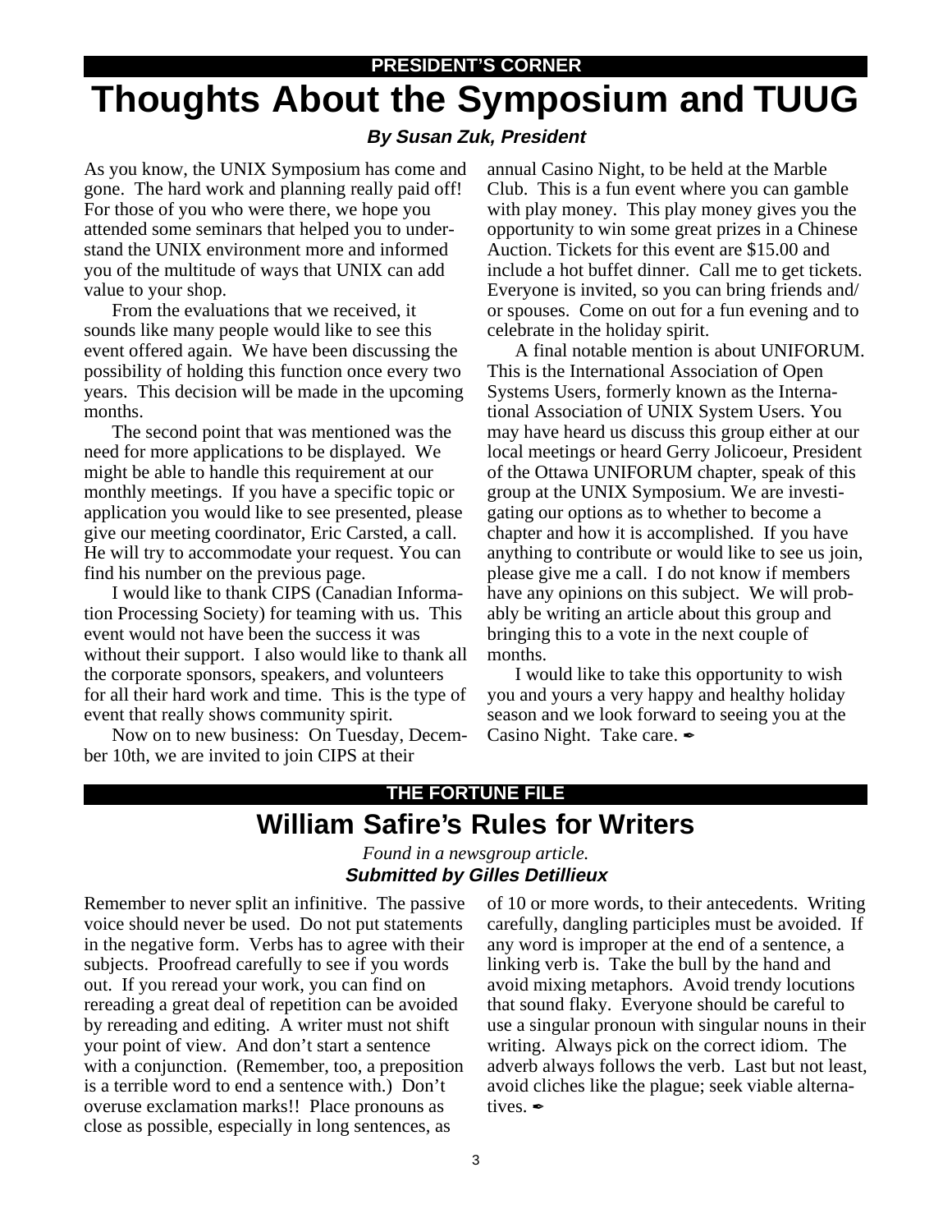PRESIDENT'S CORNER

# Thoughts About the Symposium and TUUG

***By Susan Zuk, President***

As you know, the UNIX Symposium has come and gone. The hard work and planning really paid off! For those of you who were there, we hope you attended some seminars that helped you to understand the UNIX environment more and informed you of the multitude of ways that UNIX can add value to your shop.

From the evaluations that we received, it sounds like many people would like to see this event offered again. We have been discussing the possibility of holding this function once every two years. This decision will be made in the upcoming months.

The second point that was mentioned was the need for more applications to be displayed. We might be able to handle this requirement at our monthly meetings. If you have a specific topic or application you would like to see presented, please give our meeting coordinator, Eric Carsted, a call. He will try to accommodate your request. You can find his number on the previous page.

I would like to thank CIPS (Canadian Information Processing Society) for teaming with us. This event would not have been the success it was without their support. I also would like to thank all the corporate sponsors, speakers, and volunteers for all their hard work and time. This is the type of event that really shows community spirit.

Now on to new business: On Tuesday, December 10th, we are invited to join CIPS at their annual Casino Night, to be held at the Marble Club. This is a fun event where you can gamble with play money. This play money gives you the opportunity to win some great prizes in a Chinese Auction. Tickets for this event are $15.00 and include a hot buffet dinner. Call me to get tickets. Everyone is invited, so you can bring friends and/or spouses. Come on out for a fun evening and to celebrate in the holiday spirit.

A final notable mention is about UNIFORUM. This is the International Association of Open Systems Users, formerly known as the International Association of UNIX System Users. You may have heard us discuss this group either at our local meetings or heard Gerry Jolicoeur, President of the Ottawa UNIFORUM chapter, speak of this group at the UNIX Symposium. We are investigating our options as to whether to become a chapter and how it is accomplished. If you have anything to contribute or would like to see us join, please give me a call. I do not know if members have any opinions on this subject. We will probably be writing an article about this group and bringing this to a vote in the next couple of months.

I would like to take this opportunity to wish you and yours a very happy and healthy holiday season and we look forward to seeing you at the Casino Night. Take care. ✒

THE FORTUNE FILE

# William Safire's Rules for Writers

*Found in a newsgroup article.*
***Submitted by Gilles Detillieux***

Remember to never split an infinitive. The passive voice should never be used. Do not put statements in the negative form. Verbs has to agree with their subjects. Proofread carefully to see if you words out. If you reread your work, you can find on rereading a great deal of repetition can be avoided by rereading and editing. A writer must not shift your point of view. And don't start a sentence with a conjunction. (Remember, too, a preposition is a terrible word to end a sentence with.) Don't overuse exclamation marks!! Place pronouns as close as possible, especially in long sentences, as of 10 or more words, to their antecedents. Writing carefully, dangling participles must be avoided. If any word is improper at the end of a sentence, a linking verb is. Take the bull by the hand and avoid mixing metaphors. Avoid trendy locutions that sound flaky. Everyone should be careful to use a singular pronoun with singular nouns in their writing. Always pick on the correct idiom. The adverb always follows the verb. Last but not least, avoid cliches like the plague; seek viable alternatives. ✒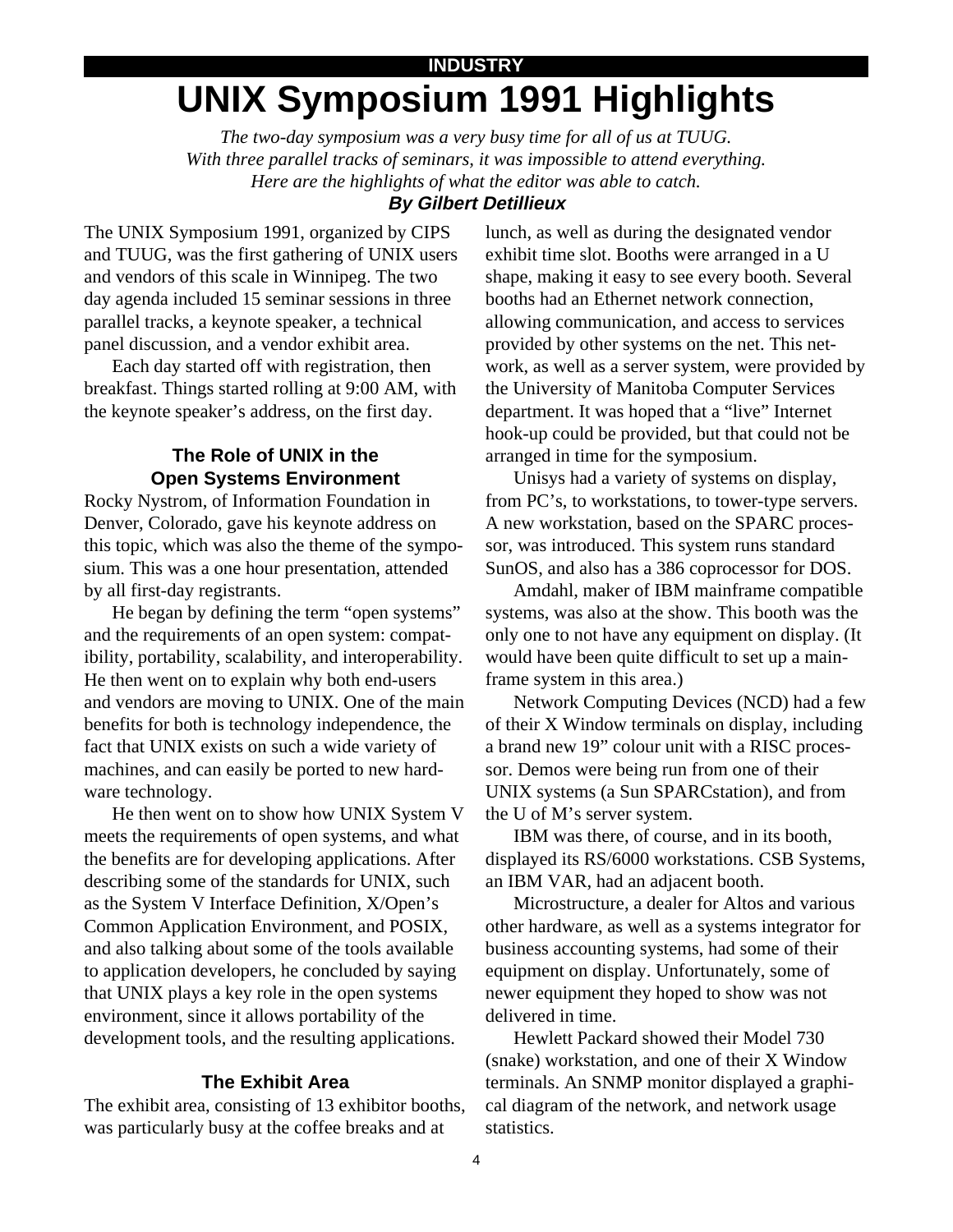**INDUSTRY**

# UNIX Symposium 1991 Highlights

*The two-day symposium was a very busy time for all of us at TUUG. With three parallel tracks of seminars, it was impossible to attend everything. Here are the highlights of what the editor was able to catch.*

***By Gilbert Detillieux***

The UNIX Symposium 1991, organized by CIPS and TUUG, was the first gathering of UNIX users and vendors of this scale in Winnipeg. The two day agenda included 15 seminar sessions in three parallel tracks, a keynote speaker, a technical panel discussion, and a vendor exhibit area.

Each day started off with registration, then breakfast. Things started rolling at 9:00 AM, with the keynote speaker's address, on the first day.

### The Role of UNIX in the Open Systems Environment

Rocky Nystrom, of Information Foundation in Denver, Colorado, gave his keynote address on this topic, which was also the theme of the symposium. This was a one hour presentation, attended by all first-day registrants.

He began by defining the term "open systems" and the requirements of an open system: compatibility, portability, scalability, and interoperability. He then went on to explain why both end-users and vendors are moving to UNIX. One of the main benefits for both is technology independence, the fact that UNIX exists on such a wide variety of machines, and can easily be ported to new hardware technology.

He then went on to show how UNIX System V meets the requirements of open systems, and what the benefits are for developing applications. After describing some of the standards for UNIX, such as the System V Interface Definition, X/Open's Common Application Environment, and POSIX, and also talking about some of the tools available to application developers, he concluded by saying that UNIX plays a key role in the open systems environment, since it allows portability of the development tools, and the resulting applications.

### The Exhibit Area

The exhibit area, consisting of 13 exhibitor booths, was particularly busy at the coffee breaks and at lunch, as well as during the designated vendor exhibit time slot. Booths were arranged in a U shape, making it easy to see every booth. Several booths had an Ethernet network connection, allowing communication, and access to services provided by other systems on the net. This network, as well as a server system, were provided by the University of Manitoba Computer Services department. It was hoped that a "live" Internet hook-up could be provided, but that could not be arranged in time for the symposium.

Unisys had a variety of systems on display, from PC's, to workstations, to tower-type servers. A new workstation, based on the SPARC processor, was introduced. This system runs standard SunOS, and also has a 386 coprocessor for DOS.

Amdahl, maker of IBM mainframe compatible systems, was also at the show. This booth was the only one to not have any equipment on display. (It would have been quite difficult to set up a mainframe system in this area.)

Network Computing Devices (NCD) had a few of their X Window terminals on display, including a brand new 19" colour unit with a RISC processor. Demos were being run from one of their UNIX systems (a Sun SPARCstation), and from the U of M's server system.

IBM was there, of course, and in its booth, displayed its RS/6000 workstations. CSB Systems, an IBM VAR, had an adjacent booth.

Microstructure, a dealer for Altos and various other hardware, as well as a systems integrator for business accounting systems, had some of their equipment on display. Unfortunately, some of newer equipment they hoped to show was not delivered in time.

Hewlett Packard showed their Model 730 (snake) workstation, and one of their X Window terminals. An SNMP monitor displayed a graphical diagram of the network, and network usage statistics.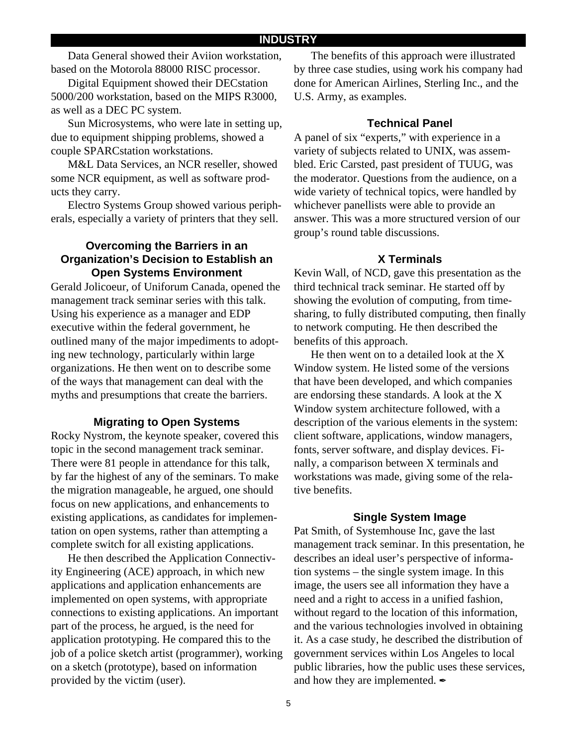Data General showed their Aviion workstation, based on the Motorola 88000 RISC processor.

Digital Equipment showed their DECstation 5000/200 workstation, based on the MIPS R3000, as well as a DEC PC system.

Sun Microsystems, who were late in setting up, due to equipment shipping problems, showed a couple SPARCstation workstations.

M&L Data Services, an NCR reseller, showed some NCR equipment, as well as software products they carry.

Electro Systems Group showed various peripherals, especially a variety of printers that they sell.

### Overcoming the Barriers in an Organization's Decision to Establish an Open Systems Environment

Gerald Jolicoeur, of Uniforum Canada, opened the management track seminar series with this talk. Using his experience as a manager and EDP executive within the federal government, he outlined many of the major impediments to adopting new technology, particularly within large organizations. He then went on to describe some of the ways that management can deal with the myths and presumptions that create the barriers.

### Migrating to Open Systems

Rocky Nystrom, the keynote speaker, covered this topic in the second management track seminar. There were 81 people in attendance for this talk, by far the highest of any of the seminars. To make the migration manageable, he argued, one should focus on new applications, and enhancements to existing applications, as candidates for implementation on open systems, rather than attempting a complete switch for all existing applications.

He then described the Application Connectivity Engineering (ACE) approach, in which new applications and application enhancements are implemented on open systems, with appropriate connections to existing applications. An important part of the process, he argued, is the need for application prototyping. He compared this to the job of a police sketch artist (programmer), working on a sketch (prototype), based on information provided by the victim (user).

The benefits of this approach were illustrated by three case studies, using work his company had done for American Airlines, Sterling Inc., and the U.S. Army, as examples.

### Technical Panel

A panel of six "experts," with experience in a variety of subjects related to UNIX, was assembled. Eric Carsted, past president of TUUG, was the moderator. Questions from the audience, on a wide variety of technical topics, were handled by whichever panellists were able to provide an answer. This was a more structured version of our group's round table discussions.

### X Terminals

Kevin Wall, of NCD, gave this presentation as the third technical track seminar. He started off by showing the evolution of computing, from timesharing, to fully distributed computing, then finally to network computing. He then described the benefits of this approach.

He then went on to a detailed look at the X Window system. He listed some of the versions that have been developed, and which companies are endorsing these standards. A look at the X Window system architecture followed, with a description of the various elements in the system: client software, applications, window managers, fonts, server software, and display devices. Finally, a comparison between X terminals and workstations was made, giving some of the relative benefits.

### Single System Image

Pat Smith, of Systemhouse Inc, gave the last management track seminar. In this presentation, he describes an ideal user's perspective of information systems – the single system image. In this image, the users see all information they have a need and a right to access in a unified fashion, without regard to the location of this information, and the various technologies involved in obtaining it. As a case study, he described the distribution of government services within Los Angeles to local public libraries, how the public uses these services, and how they are implemented. ✒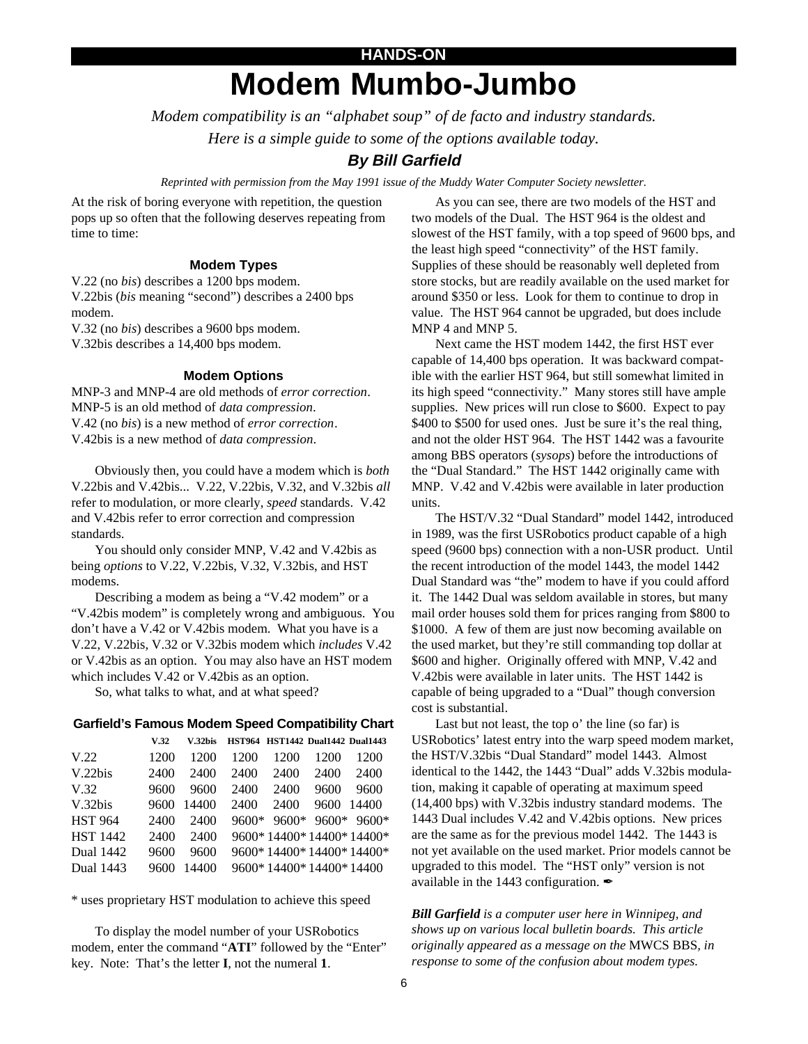HANDS-ON

# Modem Mumbo-Jumbo

*Modem compatibility is an "alphabet soup" of de facto and industry standards.*
*Here is a simple guide to some of the options available today.*

***By Bill Garfield***

*Reprinted with permission from the May 1991 issue of the Muddy Water Computer Society newsletter.*

At the risk of boring everyone with repetition, the question pops up so often that the following deserves repeating from time to time:

### Modem Types

V.22 (no *bis*) describes a 1200 bps modem.
V.22bis (*bis* meaning "second") describes a 2400 bps modem.
V.32 (no *bis*) describes a 9600 bps modem.
V.32bis describes a 14,400 bps modem.

### Modem Options

MNP-3 and MNP-4 are old methods of *error correction*.
MNP-5 is an old method of *data compression*.
V.42 (no *bis*) is a new method of *error correction*.
V.42bis is a new method of *data compression*.

Obviously then, you could have a modem which is *both* V.22bis and V.42bis... V.22, V.22bis, V.32, and V.32bis *all* refer to modulation, or more clearly, *speed* standards. V.42 and V.42bis refer to error correction and compression standards.

You should only consider MNP, V.42 and V.42bis as being *options* to V.22, V.22bis, V.32, V.32bis, and HST modems.

Describing a modem as being a "V.42 modem" or a "V.42bis modem" is completely wrong and ambiguous. You don't have a V.42 or V.42bis modem. What you have is a V.22, V.22bis, V.32 or V.32bis modem which *includes* V.42 or V.42bis as an option. You may also have an HST modem which includes V.42 or V.42bis as an option.

So, what talks to what, and at what speed?

### Garfield's Famous Modem Speed Compatibility Chart

| | V.32 | V.32bis | HST964 | HST1442 | Dual1442 | Dual1443 |
|---|---|---|---|---|---|---|
| V.22 | 1200 | 1200 | 1200 | 1200 | 1200 | 1200 |
| V.22bis | 2400 | 2400 | 2400 | 2400 | 2400 | 2400 |
| V.32 | 9600 | 9600 | 2400 | 2400 | 9600 | 9600 |
| V.32bis | 9600 | 14400 | 2400 | 2400 | 9600 | 14400 |
| HST 964 | 2400 | 2400 | 9600* | 9600* | 9600* | 9600* |
| HST 1442 | 2400 | 2400 | 9600* | 14400* | 14400* | 14400* |
| Dual 1442 | 9600 | 9600 | 9600* | 14400* | 14400* | 14400* |
| Dual 1443 | 9600 | 14400 | 9600* | 14400* | 14400* | 14400 |

\* uses proprietary HST modulation to achieve this speed

To display the model number of your USRobotics modem, enter the command "**ATI**" followed by the "Enter" key. Note: That's the letter **I**, not the numeral **1**.

As you can see, there are two models of the HST and two models of the Dual. The HST 964 is the oldest and slowest of the HST family, with a top speed of 9600 bps, and the least high speed "connectivity" of the HST family. Supplies of these should be reasonably well depleted from store stocks, but are readily available on the used market for around $350 or less. Look for them to continue to drop in value. The HST 964 cannot be upgraded, but does include MNP 4 and MNP 5.

Next came the HST modem 1442, the first HST ever capable of 14,400 bps operation. It was backward compatible with the earlier HST 964, but still somewhat limited in its high speed "connectivity." Many stores still have ample supplies. New prices will run close to $600. Expect to pay $400 to $500 for used ones. Just be sure it's the real thing, and not the older HST 964. The HST 1442 was a favourite among BBS operators (*sysops*) before the introductions of the "Dual Standard." The HST 1442 originally came with MNP. V.42 and V.42bis were available in later production units.

The HST/V.32 "Dual Standard" model 1442, introduced in 1989, was the first USRobotics product capable of a high speed (9600 bps) connection with a non-USR product. Until the recent introduction of the model 1443, the model 1442 Dual Standard was "the" modem to have if you could afford it. The 1442 Dual was seldom available in stores, but many mail order houses sold them for prices ranging from $800 to $1000. A few of them are just now becoming available on the used market, but they're still commanding top dollar at $600 and higher. Originally offered with MNP, V.42 and V.42bis were available in later units. The HST 1442 is capable of being upgraded to a "Dual" though conversion cost is substantial.

Last but not least, the top o' the line (so far) is USRobotics' latest entry into the warp speed modem market, the HST/V.32bis "Dual Standard" model 1443. Almost identical to the 1442, the 1443 "Dual" adds V.32bis modulation, making it capable of operating at maximum speed (14,400 bps) with V.32bis industry standard modems. The 1443 Dual includes V.42 and V.42bis options. New prices are the same as for the previous model 1442. The 1443 is not yet available on the used market. Prior models cannot be upgraded to this model. The "HST only" version is not available in the 1443 configuration. ✒

***Bill Garfield** is a computer user here in Winnipeg, and shows up on various local bulletin boards. This article originally appeared as a message on the* MWCS BBS, *in response to some of the confusion about modem types.*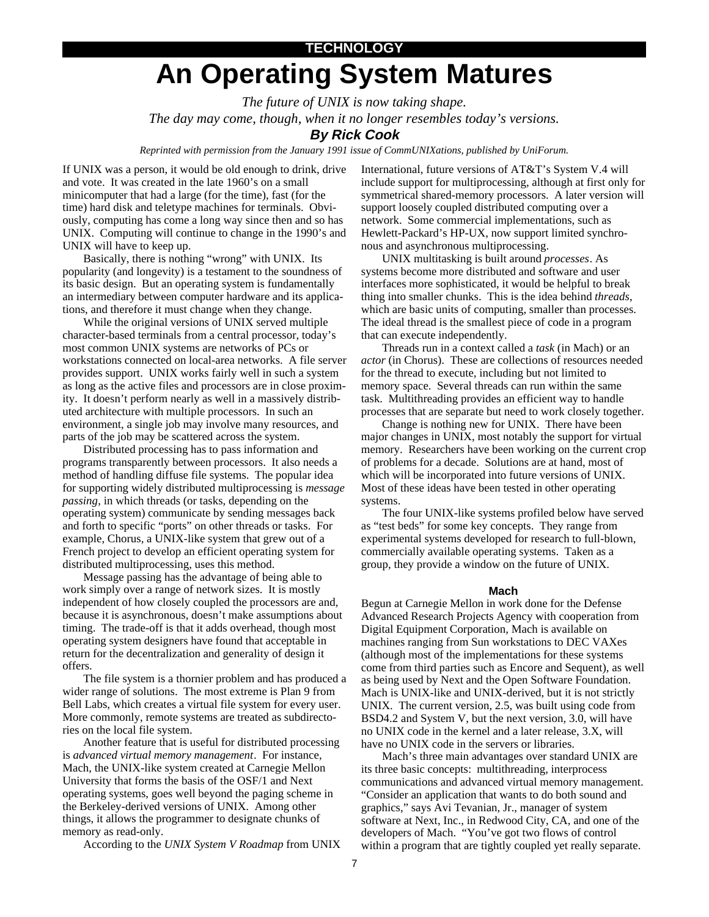**TECHNOLOGY**

# An Operating System Matures

*The future of UNIX is now taking shape.*
*The day may come, though, when it no longer resembles today's versions.*

***By Rick Cook***

*Reprinted with permission from the January 1991 issue of CommUNIXations, published by UniForum.*

If UNIX was a person, it would be old enough to drink, drive and vote. It was created in the late 1960's on a small minicomputer that had a large (for the time), fast (for the time) hard disk and teletype machines for terminals. Obviously, computing has come a long way since then and so has UNIX. Computing will continue to change in the 1990's and UNIX will have to keep up.

Basically, there is nothing "wrong" with UNIX. Its popularity (and longevity) is a testament to the soundness of its basic design. But an operating system is fundamentally an intermediary between computer hardware and its applications, and therefore it must change when they change.

While the original versions of UNIX served multiple character-based terminals from a central processor, today's most common UNIX systems are networks of PCs or workstations connected on local-area networks. A file server provides support. UNIX works fairly well in such a system as long as the active files and processors are in close proximity. It doesn't perform nearly as well in a massively distributed architecture with multiple processors. In such an environment, a single job may involve many resources, and parts of the job may be scattered across the system.

Distributed processing has to pass information and programs transparently between processors. It also needs a method of handling diffuse file systems. The popular idea for supporting widely distributed multiprocessing is *message passing*, in which threads (or tasks, depending on the operating system) communicate by sending messages back and forth to specific "ports" on other threads or tasks. For example, Chorus, a UNIX-like system that grew out of a French project to develop an efficient operating system for distributed multiprocessing, uses this method.

Message passing has the advantage of being able to work simply over a range of network sizes. It is mostly independent of how closely coupled the processors are and, because it is asynchronous, doesn't make assumptions about timing. The trade-off is that it adds overhead, though most operating system designers have found that acceptable in return for the decentralization and generality of design it offers.

The file system is a thornier problem and has produced a wider range of solutions. The most extreme is Plan 9 from Bell Labs, which creates a virtual file system for every user. More commonly, remote systems are treated as subdirectories on the local file system.

Another feature that is useful for distributed processing is *advanced virtual memory management*. For instance, Mach, the UNIX-like system created at Carnegie Mellon University that forms the basis of the OSF/1 and Next operating systems, goes well beyond the paging scheme in the Berkeley-derived versions of UNIX. Among other things, it allows the programmer to designate chunks of memory as read-only.

According to the *UNIX System V Roadmap* from UNIX International, future versions of AT&T's System V.4 will include support for multiprocessing, although at first only for symmetrical shared-memory processors. A later version will support loosely coupled distributed computing over a network. Some commercial implementations, such as Hewlett-Packard's HP-UX, now support limited synchronous and asynchronous multiprocessing.

UNIX multitasking is built around *processes*. As systems become more distributed and software and user interfaces more sophisticated, it would be helpful to break thing into smaller chunks. This is the idea behind *threads*, which are basic units of computing, smaller than processes. The ideal thread is the smallest piece of code in a program that can execute independently.

Threads run in a context called a *task* (in Mach) or an *actor* (in Chorus). These are collections of resources needed for the thread to execute, including but not limited to memory space. Several threads can run within the same task. Multithreading provides an efficient way to handle processes that are separate but need to work closely together.

Change is nothing new for UNIX. There have been major changes in UNIX, most notably the support for virtual memory. Researchers have been working on the current crop of problems for a decade. Solutions are at hand, most of which will be incorporated into future versions of UNIX. Most of these ideas have been tested in other operating systems.

The four UNIX-like systems profiled below have served as "test beds" for some key concepts. They range from experimental systems developed for research to full-blown, commercially available operating systems. Taken as a group, they provide a window on the future of UNIX.

### Mach

Begun at Carnegie Mellon in work done for the Defense Advanced Research Projects Agency with cooperation from Digital Equipment Corporation, Mach is available on machines ranging from Sun workstations to DEC VAXes (although most of the implementations for these systems come from third parties such as Encore and Sequent), as well as being used by Next and the Open Software Foundation. Mach is UNIX-like and UNIX-derived, but it is not strictly UNIX. The current version, 2.5, was built using code from BSD4.2 and System V, but the next version, 3.0, will have no UNIX code in the kernel and a later release, 3.X, will have no UNIX code in the servers or libraries.

Mach's three main advantages over standard UNIX are its three basic concepts: multithreading, interprocess communications and advanced virtual memory management. "Consider an application that wants to do both sound and graphics," says Avi Tevanian, Jr., manager of system software at Next, Inc., in Redwood City, CA, and one of the developers of Mach. "You've got two flows of control within a program that are tightly coupled yet really separate.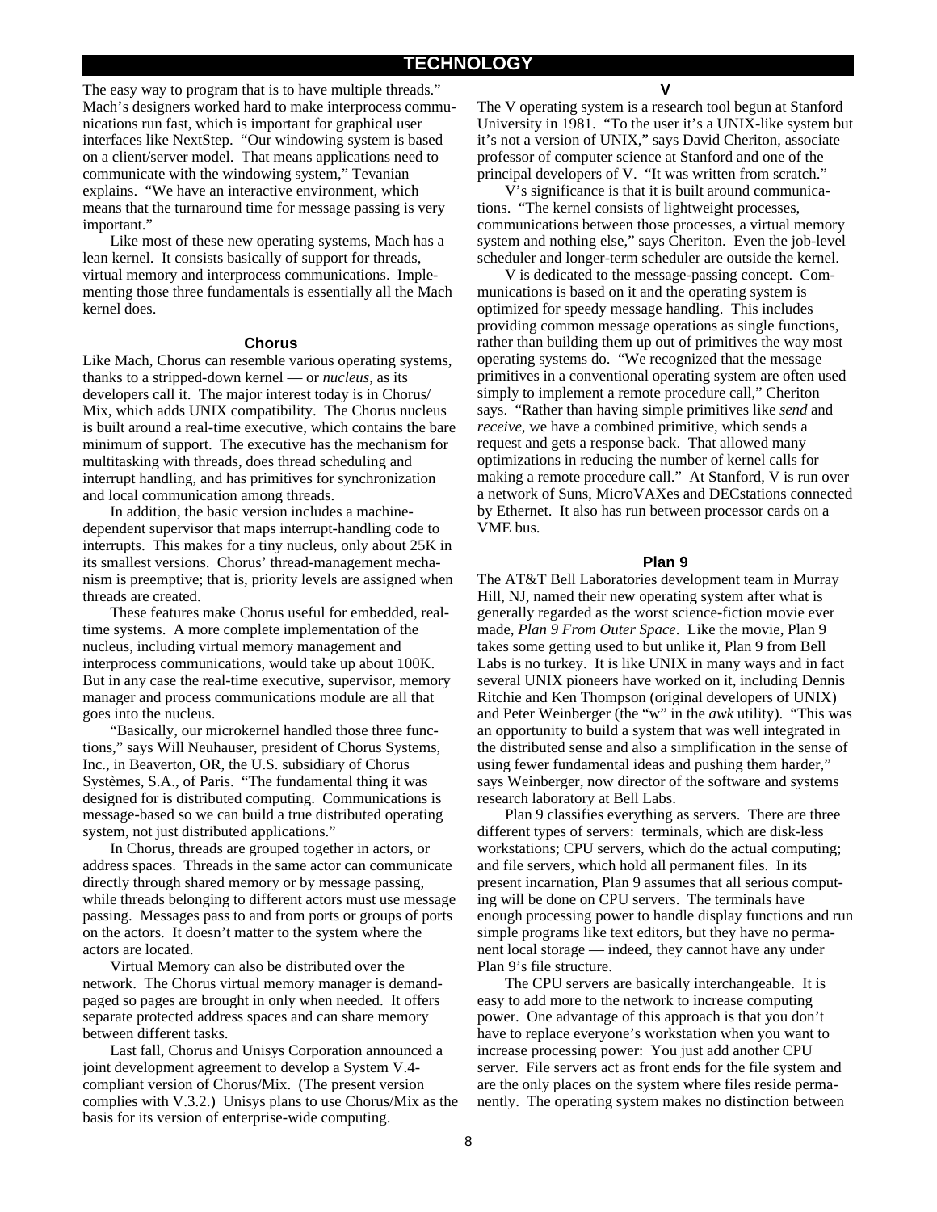The easy way to program that is to have multiple threads." Mach's designers worked hard to make interprocess communications run fast, which is important for graphical user interfaces like NextStep. "Our windowing system is based on a client/server model. That means applications need to communicate with the windowing system," Tevanian explains. "We have an interactive environment, which means that the turnaround time for message passing is very important."

Like most of these new operating systems, Mach has a lean kernel. It consists basically of support for threads, virtual memory and interprocess communications. Implementing those three fundamentals is essentially all the Mach kernel does.

### Chorus

Like Mach, Chorus can resemble various operating systems, thanks to a stripped-down kernel — or *nucleus*, as its developers call it. The major interest today is in Chorus/Mix, which adds UNIX compatibility. The Chorus nucleus is built around a real-time executive, which contains the bare minimum of support. The executive has the mechanism for multitasking with threads, does thread scheduling and interrupt handling, and has primitives for synchronization and local communication among threads.

In addition, the basic version includes a machine-dependent supervisor that maps interrupt-handling code to interrupts. This makes for a tiny nucleus, only about 25K in its smallest versions. Chorus' thread-management mechanism is preemptive; that is, priority levels are assigned when threads are created.

These features make Chorus useful for embedded, real-time systems. A more complete implementation of the nucleus, including virtual memory management and interprocess communications, would take up about 100K. But in any case the real-time executive, supervisor, memory manager and process communications module are all that goes into the nucleus.

"Basically, our microkernel handled those three functions," says Will Neuhauser, president of Chorus Systems, Inc., in Beaverton, OR, the U.S. subsidiary of Chorus Systèmes, S.A., of Paris. "The fundamental thing it was designed for is distributed computing. Communications is message-based so we can build a true distributed operating system, not just distributed applications."

In Chorus, threads are grouped together in actors, or address spaces. Threads in the same actor can communicate directly through shared memory or by message passing, while threads belonging to different actors must use message passing. Messages pass to and from ports or groups of ports on the actors. It doesn't matter to the system where the actors are located.

Virtual Memory can also be distributed over the network. The Chorus virtual memory manager is demand-paged so pages are brought in only when needed. It offers separate protected address spaces and can share memory between different tasks.

Last fall, Chorus and Unisys Corporation announced a joint development agreement to develop a System V.4-compliant version of Chorus/Mix. (The present version complies with V.3.2.) Unisys plans to use Chorus/Mix as the basis for its version of enterprise-wide computing.

### V

The V operating system is a research tool begun at Stanford University in 1981. "To the user it's a UNIX-like system but it's not a version of UNIX," says David Cheriton, associate professor of computer science at Stanford and one of the principal developers of V. "It was written from scratch."

V's significance is that it is built around communications. "The kernel consists of lightweight processes, communications between those processes, a virtual memory system and nothing else," says Cheriton. Even the job-level scheduler and longer-term scheduler are outside the kernel.

V is dedicated to the message-passing concept. Communications is based on it and the operating system is optimized for speedy message handling. This includes providing common message operations as single functions, rather than building them up out of primitives the way most operating systems do. "We recognized that the message primitives in a conventional operating system are often used simply to implement a remote procedure call," Cheriton says. "Rather than having simple primitives like *send* and *receive*, we have a combined primitive, which sends a request and gets a response back. That allowed many optimizations in reducing the number of kernel calls for making a remote procedure call." At Stanford, V is run over a network of Suns, MicroVAXes and DECstations connected by Ethernet. It also has run between processor cards on a VME bus.

### Plan 9

The AT&T Bell Laboratories development team in Murray Hill, NJ, named their new operating system after what is generally regarded as the worst science-fiction movie ever made, *Plan 9 From Outer Space*. Like the movie, Plan 9 takes some getting used to but unlike it, Plan 9 from Bell Labs is no turkey. It is like UNIX in many ways and in fact several UNIX pioneers have worked on it, including Dennis Ritchie and Ken Thompson (original developers of UNIX) and Peter Weinberger (the "w" in the *awk* utility). "This was an opportunity to build a system that was well integrated in the distributed sense and also a simplification in the sense of using fewer fundamental ideas and pushing them harder," says Weinberger, now director of the software and systems research laboratory at Bell Labs.

Plan 9 classifies everything as servers. There are three different types of servers: terminals, which are disk-less workstations; CPU servers, which do the actual computing; and file servers, which hold all permanent files. In its present incarnation, Plan 9 assumes that all serious computing will be done on CPU servers. The terminals have enough processing power to handle display functions and run simple programs like text editors, but they have no permanent local storage — indeed, they cannot have any under Plan 9's file structure.

The CPU servers are basically interchangeable. It is easy to add more to the network to increase computing power. One advantage of this approach is that you don't have to replace everyone's workstation when you want to increase processing power: You just add another CPU server. File servers act as front ends for the file system and are the only places on the system where files reside permanently. The operating system makes no distinction between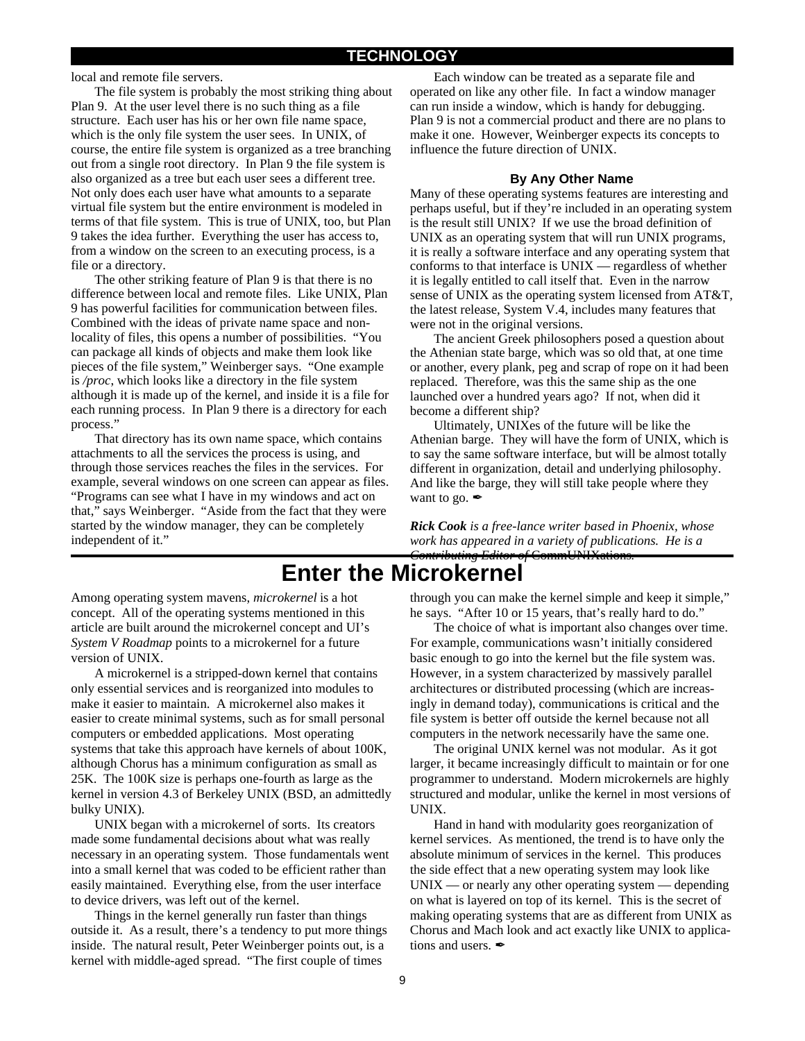local and remote file servers.

The file system is probably the most striking thing about Plan 9. At the user level there is no such thing as a file structure. Each user has his or her own file name space, which is the only file system the user sees. In UNIX, of course, the entire file system is organized as a tree branching out from a single root directory. In Plan 9 the file system is also organized as a tree but each user sees a different tree. Not only does each user have what amounts to a separate virtual file system but the entire environment is modeled in terms of that file system. This is true of UNIX, too, but Plan 9 takes the idea further. Everything the user has access to, from a window on the screen to an executing process, is a file or a directory.

The other striking feature of Plan 9 is that there is no difference between local and remote files. Like UNIX, Plan 9 has powerful facilities for communication between files. Combined with the ideas of private name space and non-locality of files, this opens a number of possibilities. "You can package all kinds of objects and make them look like pieces of the file system," Weinberger says. "One example is */proc*, which looks like a directory in the file system although it is made up of the kernel, and inside it is a file for each running process. In Plan 9 there is a directory for each process."

That directory has its own name space, which contains attachments to all the services the process is using, and through those services reaches the files in the services. For example, several windows on one screen can appear as files. "Programs can see what I have in my windows and act on that," says Weinberger. "Aside from the fact that they were started by the window manager, they can be completely independent of it."

Each window can be treated as a separate file and operated on like any other file. In fact a window manager can run inside a window, which is handy for debugging. Plan 9 is not a commercial product and there are no plans to make it one. However, Weinberger expects its concepts to influence the future direction of UNIX.

### By Any Other Name

Many of these operating systems features are interesting and perhaps useful, but if they're included in an operating system is the result still UNIX? If we use the broad definition of UNIX as an operating system that will run UNIX programs, it is really a software interface and any operating system that conforms to that interface is UNIX — regardless of whether it is legally entitled to call itself that. Even in the narrow sense of UNIX as the operating system licensed from AT&T, the latest release, System V.4, includes many features that were not in the original versions.

The ancient Greek philosophers posed a question about the Athenian state barge, which was so old that, at one time or another, every plank, peg and scrap of rope on it had been replaced. Therefore, was this the same ship as the one launched over a hundred years ago? If not, when did it become a different ship?

Ultimately, UNIXes of the future will be like the Athenian barge. They will have the form of UNIX, which is to say the same software interface, but will be almost totally different in organization, detail and underlying philosophy. And like the barge, they will still take people where they want to go. ✒

***Rick Cook** is a free-lance writer based in Phoenix, whose work has appeared in a variety of publications. He is a Contributing Editor of* CommUNIXations.

## Enter the Microkernel

Among operating system mavens, *microkernel* is a hot concept. All of the operating systems mentioned in this article are built around the microkernel concept and UI's *System V Roadmap* points to a microkernel for a future version of UNIX.

A microkernel is a stripped-down kernel that contains only essential services and is reorganized into modules to make it easier to maintain. A microkernel also makes it easier to create minimal systems, such as for small personal computers or embedded applications. Most operating systems that take this approach have kernels of about 100K, although Chorus has a minimum configuration as small as 25K. The 100K size is perhaps one-fourth as large as the kernel in version 4.3 of Berkeley UNIX (BSD, an admittedly bulky UNIX).

UNIX began with a microkernel of sorts. Its creators made some fundamental decisions about what was really necessary in an operating system. Those fundamentals went into a small kernel that was coded to be efficient rather than easily maintained. Everything else, from the user interface to device drivers, was left out of the kernel.

Things in the kernel generally run faster than things outside it. As a result, there's a tendency to put more things inside. The natural result, Peter Weinberger points out, is a kernel with middle-aged spread. "The first couple of times through you can make the kernel simple and keep it simple," he says. "After 10 or 15 years, that's really hard to do."

The choice of what is important also changes over time. For example, communications wasn't initially considered basic enough to go into the kernel but the file system was. However, in a system characterized by massively parallel architectures or distributed processing (which are increasingly in demand today), communications is critical and the file system is better off outside the kernel because not all computers in the network necessarily have the same one.

The original UNIX kernel was not modular. As it got larger, it became increasingly difficult to maintain or for one programmer to understand. Modern microkernels are highly structured and modular, unlike the kernel in most versions of UNIX.

Hand in hand with modularity goes reorganization of kernel services. As mentioned, the trend is to have only the absolute minimum of services in the kernel. This produces the side effect that a new operating system may look like UNIX — or nearly any other operating system — depending on what is layered on top of its kernel. This is the secret of making operating systems that are as different from UNIX as Chorus and Mach look and act exactly like UNIX to applications and users. ✒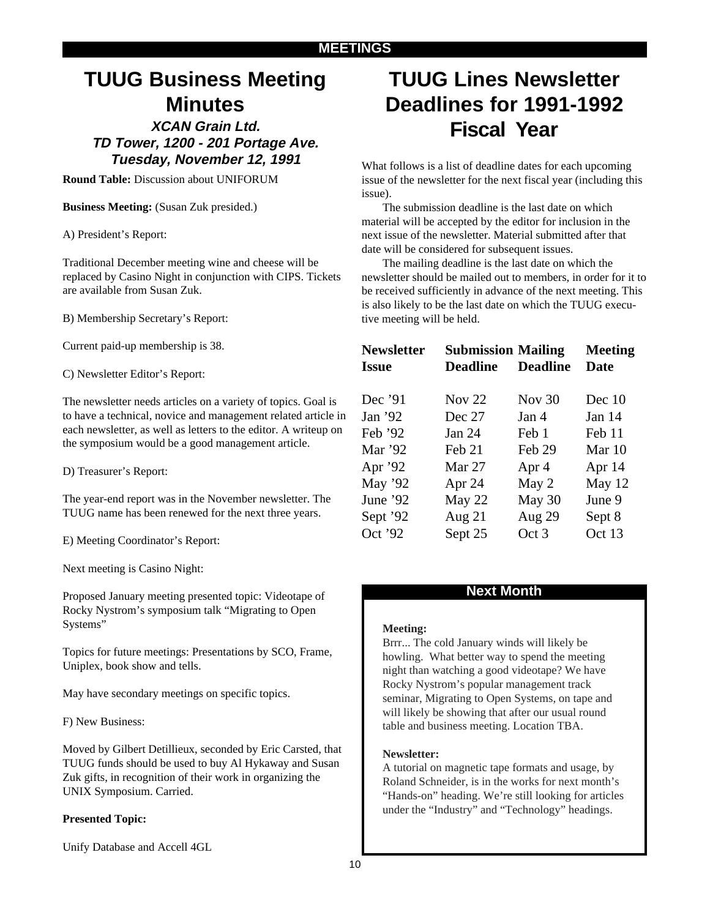MEETINGS

# TUUG Business Meeting Minutes

***XCAN Grain Ltd.***
***TD Tower, 1200 - 201 Portage Ave.***
***Tuesday, November 12, 1991***

**Round Table:** Discussion about UNIFORUM

**Business Meeting:** (Susan Zuk presided.)

A) President's Report:

Traditional December meeting wine and cheese will be replaced by Casino Night in conjunction with CIPS. Tickets are available from Susan Zuk.

B) Membership Secretary's Report:

Current paid-up membership is 38.

C) Newsletter Editor's Report:

The newsletter needs articles on a variety of topics. Goal is to have a technical, novice and management related article in each newsletter, as well as letters to the editor. A writeup on the symposium would be a good management article.

D) Treasurer's Report:

The year-end report was in the November newsletter. The TUUG name has been renewed for the next three years.

E) Meeting Coordinator's Report:

Next meeting is Casino Night:

Proposed January meeting presented topic: Videotape of Rocky Nystrom's symposium talk "Migrating to Open Systems"

Topics for future meetings: Presentations by SCO, Frame, Uniplex, book show and tells.

May have secondary meetings on specific topics.

F) New Business:

Moved by Gilbert Detillieux, seconded by Eric Carsted, that TUUG funds should be used to buy Al Hykaway and Susan Zuk gifts, in recognition of their work in organizing the UNIX Symposium. Carried.

**Presented Topic:**

Unify Database and Accell 4GL

# TUUG Lines Newsletter Deadlines for 1991-1992 Fiscal Year

What follows is a list of deadline dates for each upcoming issue of the newsletter for the next fiscal year (including this issue).

The submission deadline is the last date on which material will be accepted by the editor for inclusion in the next issue of the newsletter. Material submitted after that date will be considered for subsequent issues.

The mailing deadline is the last date on which the newsletter should be mailed out to members, in order for it to be received sufficiently in advance of the next meeting. This is also likely to be the last date on which the TUUG executive meeting will be held.

| Newsletter Issue | Submission Deadline | Mailing Deadline | Meeting Date |
|---|---|---|---|
| Dec '91 | Nov 22 | Nov 30 | Dec 10 |
| Jan '92 | Dec 27 | Jan 4 | Jan 14 |
| Feb '92 | Jan 24 | Feb 1 | Feb 11 |
| Mar '92 | Feb 21 | Feb 29 | Mar 10 |
| Apr '92 | Mar 27 | Apr 4 | Apr 14 |
| May '92 | Apr 24 | May 2 | May 12 |
| June '92 | May 22 | May 30 | June 9 |
| Sept '92 | Aug 21 | Aug 29 | Sept 8 |
| Oct '92 | Sept 25 | Oct 3 | Oct 13 |

## Next Month

**Meeting:**

Brrr... The cold January winds will likely be howling. What better way to spend the meeting night than watching a good videotape? We have Rocky Nystrom's popular management track seminar, Migrating to Open Systems, on tape and will likely be showing that after our usual round table and business meeting. Location TBA.

**Newsletter:**

A tutorial on magnetic tape formats and usage, by Roland Schneider, is in the works for next month's "Hands-on" heading. We're still looking for articles under the "Industry" and "Technology" headings.